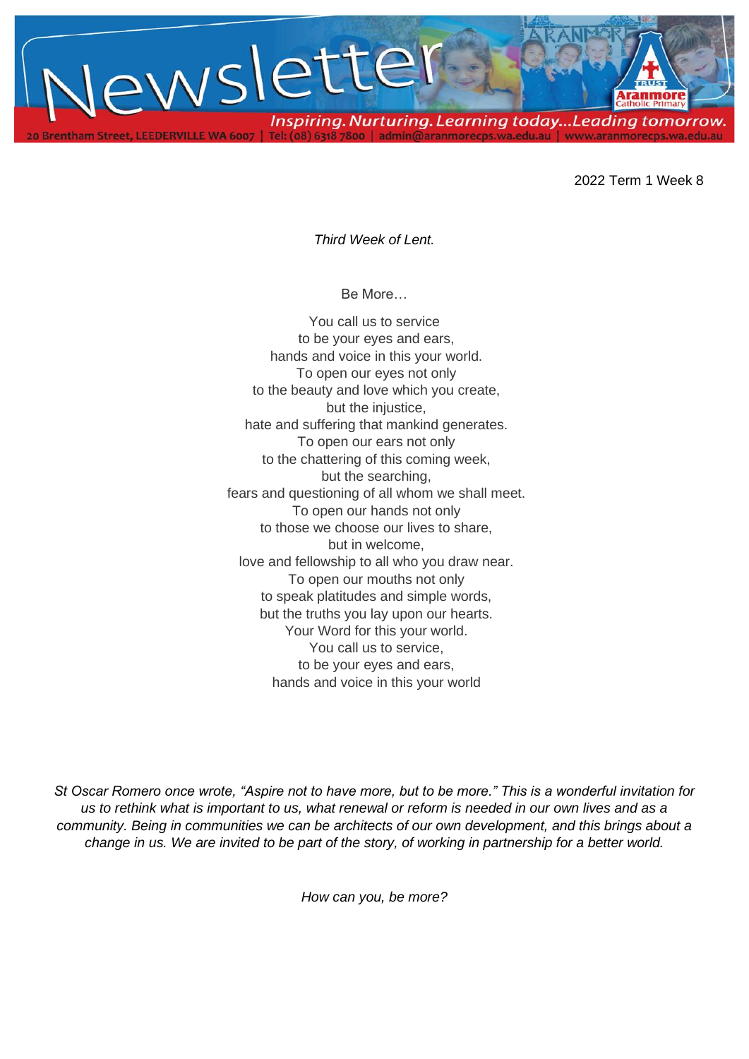# Newsletter

*Inspiring. Nurturing. Learning today...Leading tomorrow.*

20 Brentham Street, LEEDERVILLE WA 6007 | Tel: (08) 6318 7800 | admin@aranmorecps.wa.edu.au | www.aranmorecps.wa.edu.au

2022 Term 1 Week 8

*Third Week of Lent.*

Be More…

You call us to service  
to be your eyes and ears,  
hands and voice in this your world.  
To open our eyes not only  
to the beauty and love which you create,  
but the injustice,  
hate and suffering that mankind generates.  
To open our ears not only  
to the chattering of this coming week,  
but the searching,  
fears and questioning of all whom we shall meet.  
To open our hands not only  
to those we choose our lives to share,  
but in welcome,  
love and fellowship to all who you draw near.  
To open our mouths not only  
to speak platitudes and simple words,  
but the truths you lay upon our hearts.  
Your Word for this your world.  
You call us to service,  
to be your eyes and ears,  
hands and voice in this your world

*St Oscar Romero once wrote, "Aspire not to have more, but to be more." This is a wonderful invitation for us to rethink what is important to us, what renewal or reform is needed in our own lives and as a community. Being in communities we can be architects of our own development, and this brings about a change in us. We are invited to be part of the story, of working in partnership for a better world.*

*How can you, be more?*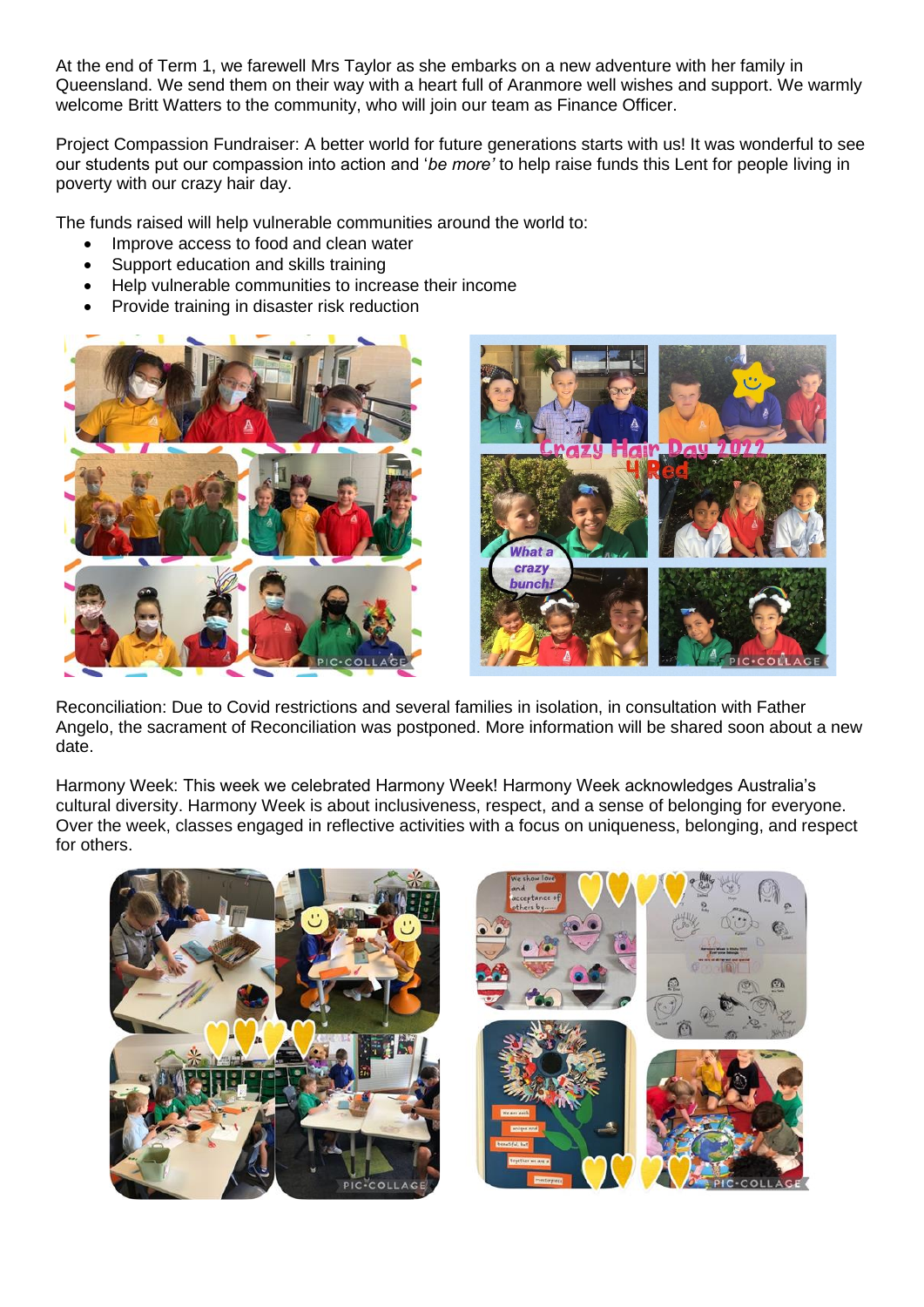At the end of Term 1, we farewell Mrs Taylor as she embarks on a new adventure with her family in Queensland. We send them on their way with a heart full of Aranmore well wishes and support. We warmly welcome Britt Watters to the community, who will join our team as Finance Officer.

Project Compassion Fundraiser: A better world for future generations starts with us! It was wonderful to see our students put our compassion into action and '*be more'* to help raise funds this Lent for people living in poverty with our crazy hair day.

The funds raised will help vulnerable communities around the world to:

- Improve access to food and clean water
- Support education and skills training
- Help vulnerable communities to increase their income
- Provide training in disaster risk reduction

Reconciliation: Due to Covid restrictions and several families in isolation, in consultation with Father Angelo, the sacrament of Reconciliation was postponed. More information will be shared soon about a new date.

Harmony Week: This week we celebrated Harmony Week! Harmony Week acknowledges Australia's cultural diversity. Harmony Week is about inclusiveness, respect, and a sense of belonging for everyone. Over the week, classes engaged in reflective activities with a focus on uniqueness, belonging, and respect for others.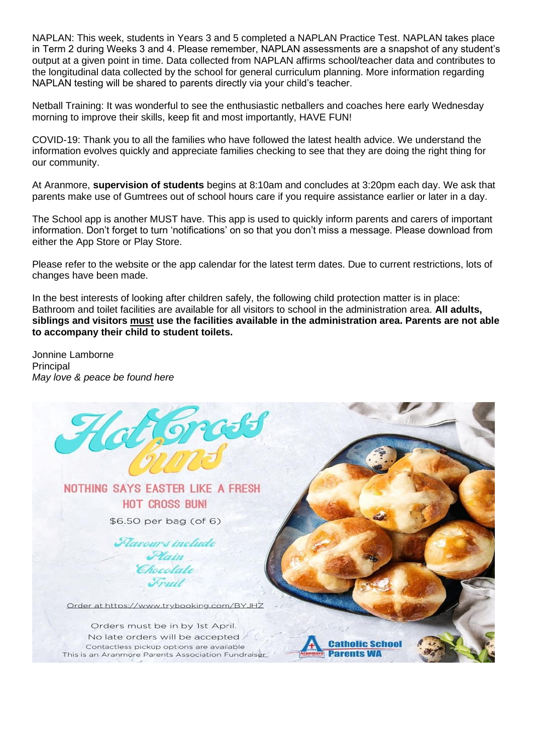NAPLAN: This week, students in Years 3 and 5 completed a NAPLAN Practice Test. NAPLAN takes place in Term 2 during Weeks 3 and 4. Please remember, NAPLAN assessments are a snapshot of any student's output at a given point in time. Data collected from NAPLAN affirms school/teacher data and contributes to the longitudinal data collected by the school for general curriculum planning. More information regarding NAPLAN testing will be shared to parents directly via your child's teacher.

Netball Training: It was wonderful to see the enthusiastic netballers and coaches here early Wednesday morning to improve their skills, keep fit and most importantly, HAVE FUN!

COVID-19: Thank you to all the families who have followed the latest health advice. We understand the information evolves quickly and appreciate families checking to see that they are doing the right thing for our community.

At Aranmore, **supervision of students** begins at 8:10am and concludes at 3:20pm each day. We ask that parents make use of Gumtrees out of school hours care if you require assistance earlier or later in a day.

The School app is another MUST have. This app is used to quickly inform parents and carers of important information. Don't forget to turn 'notifications' on so that you don't miss a message. Please download from either the App Store or Play Store.

Please refer to the website or the app calendar for the latest term dates. Due to current restrictions, lots of changes have been made.

In the best interests of looking after children safely, the following child protection matter is in place: Bathroom and toilet facilities are available for all visitors to school in the administration area. **All adults, siblings and visitors <u>must</u> use the facilities available in the administration area. Parents are not able to accompany their child to student toilets.**

Jonnine Lamborne
Principal
*May love & peace be found here*

# Hot Cross buns

NOTHING SAYS EASTER LIKE A FRESH HOT CROSS BUN!

$6.50 per bag (of 6)

*Flavours include*
*Plain*
*Chocolate*
*Fruit*

Order at https://www.trybooking.com/BYJHZ

Orders must be in by 1st April.
No late orders will be accepted
Contactless pickup options are available
This is an Aranmore Parents Association Fundraiser

Catholic School Parents WA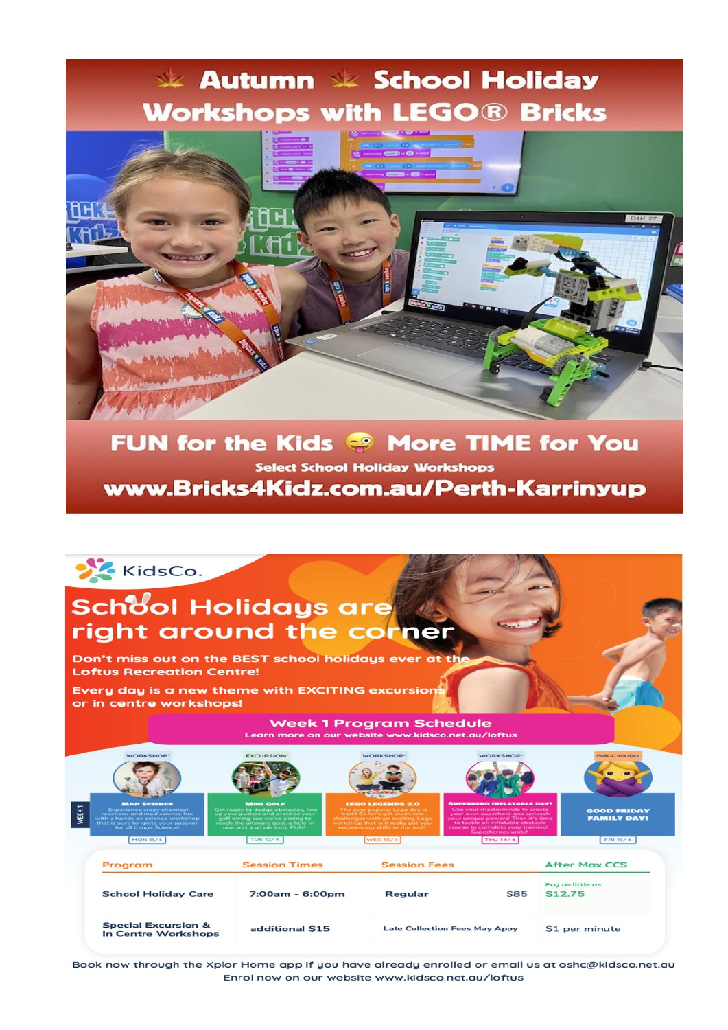# Autumn School Holiday Workshops with LEGO® Bricks

## FUN for the Kids 😜 More TIME for You

**Select School Holiday Workshops**

**www.Bricks4Kidz.com.au/Perth-Karrinyup**

---

KidsCo.

# School Holidays are right around the corner

**Don't miss out on the BEST school holidays ever at the Loftus Recreation Centre!**

**Every day is a new theme with EXCITING excursions or in centre workshops!**

## Week 1 Program Schedule

Learn more on our website www.kidsco.net.au/loftus

WEEK 1

| WORKSHOP* | EXCURSION* | WORKSHOP* | WORKSHOP* | PUBLIC HOLIDAY |
|---|---|---|---|---|
| **MAD SCIENCE** Experience crazy chemical reactions and mad science fun with a hands on science workshop that is sure to ignite your passion for all things Science! | **MINI GOLF** Get ready to dodge obstacles, line up your putters and practice your golf swing coz we're aiming to reach the ultimate goal, a hole in one and a whole lotta FUN! | **LEGO LEGENDS 2.0** The ever popular Lego day is back! So let's get stuck into challenges with an exciting Lego workshop that will really put your engineering skills to the test! | **SUPERHERO INFLATABLE DAY!** Use your masterminds to create your own superhero and unleash your unique powers! Then it's time to tackle an inflatable obstacle course to complete your training! Superheroes unite! | **GOOD FRIDAY FAMILY DAY!** |
| MON 11/4 | TUE 12/4 | WED 13/4 | THU 14/4 | FRI 15/4 |

| Program | Session Times | Session Fees | | After Max CCS |
|---|---|---|---|---|
| School Holiday Care | 7:00am - 6:00pm | Regular | $85 | Pay as little as $12.75 |
| Special Excursion & In Centre Workshops | additional $15 | Late Collection Fees May Appy | | $1 per minute |

Book now through the Xplor Home app if you have already enrolled or email us at oshc@kidsco.net.au

Enrol now on our website www.kidsco.net.au/loftus